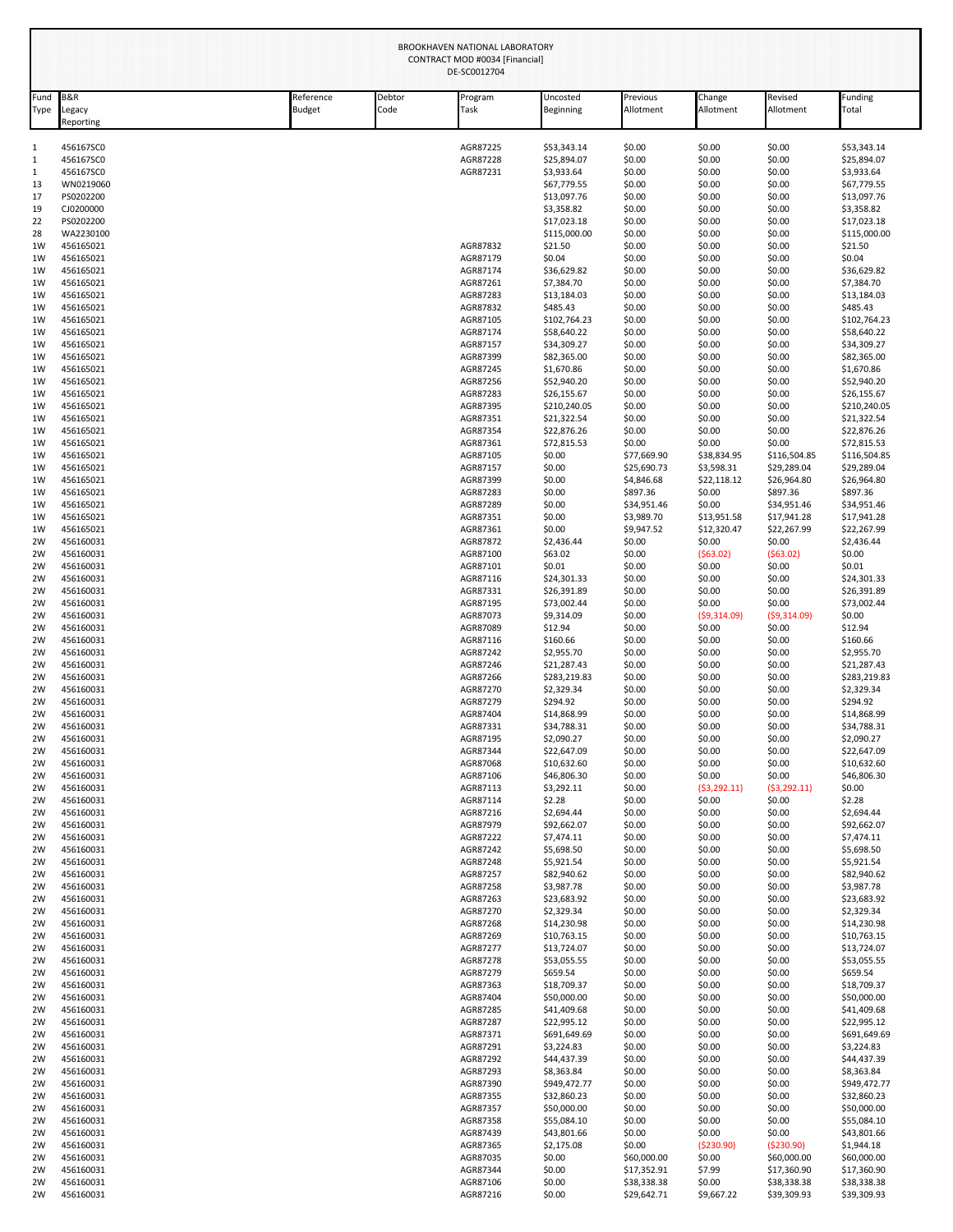BROOKHAVEN NATIONAL LABORATORY
CONTRACT MOD #0034 [Financial]
DE-SC0012704

| Fund Type | B&R Legacy Reporting | Reference Budget | Debtor Code | Program Task | Uncosted Beginning | Previous Allotment | Change Allotment | Revised Allotment | Funding Total |
|---|---|---|---|---|---|---|---|---|---|
| 1 | 456167SC0 | | | AGR87225 | $53,343.14 | $0.00 | $0.00 | $0.00 | $53,343.14 |
| 1 | 456167SC0 | | | AGR87228 | $25,894.07 | $0.00 | $0.00 | $0.00 | $25,894.07 |
| 1 | 456167SC0 | | | AGR87231 | $3,933.64 | $0.00 | $0.00 | $0.00 | $3,933.64 |
| 13 | WN0219060 | | | | $67,779.55 | $0.00 | $0.00 | $0.00 | $67,779.55 |
| 17 | PS0202200 | | | | $13,097.76 | $0.00 | $0.00 | $0.00 | $13,097.76 |
| 19 | CJ0200000 | | | | $3,358.82 | $0.00 | $0.00 | $0.00 | $3,358.82 |
| 22 | PS0202200 | | | | $17,023.18 | $0.00 | $0.00 | $0.00 | $17,023.18 |
| 28 | WA2230100 | | | | $115,000.00 | $0.00 | $0.00 | $0.00 | $115,000.00 |
| 1W | 456165021 | | | AGR87832 | $21.50 | $0.00 | $0.00 | $0.00 | $21.50 |
| 1W | 456165021 | | | AGR87179 | $0.04 | $0.00 | $0.00 | $0.00 | $0.04 |
| 1W | 456165021 | | | AGR87174 | $36,629.82 | $0.00 | $0.00 | $0.00 | $36,629.82 |
| 1W | 456165021 | | | AGR87261 | $7,384.70 | $0.00 | $0.00 | $0.00 | $7,384.70 |
| 1W | 456165021 | | | AGR87283 | $13,184.03 | $0.00 | $0.00 | $0.00 | $13,184.03 |
| 1W | 456165021 | | | AGR87832 | $485.43 | $0.00 | $0.00 | $0.00 | $485.43 |
| 1W | 456165021 | | | AGR87105 | $102,764.23 | $0.00 | $0.00 | $0.00 | $102,764.23 |
| 1W | 456165021 | | | AGR87174 | $58,640.22 | $0.00 | $0.00 | $0.00 | $58,640.22 |
| 1W | 456165021 | | | AGR87157 | $34,309.27 | $0.00 | $0.00 | $0.00 | $34,309.27 |
| 1W | 456165021 | | | AGR87399 | $82,365.00 | $0.00 | $0.00 | $0.00 | $82,365.00 |
| 1W | 456165021 | | | AGR87245 | $1,670.86 | $0.00 | $0.00 | $0.00 | $1,670.86 |
| 1W | 456165021 | | | AGR87256 | $52,940.20 | $0.00 | $0.00 | $0.00 | $52,940.20 |
| 1W | 456165021 | | | AGR87283 | $26,155.67 | $0.00 | $0.00 | $0.00 | $26,155.67 |
| 1W | 456165021 | | | AGR87395 | $210,240.05 | $0.00 | $0.00 | $0.00 | $210,240.05 |
| 1W | 456165021 | | | AGR87351 | $21,322.54 | $0.00 | $0.00 | $0.00 | $21,322.54 |
| 1W | 456165021 | | | AGR87354 | $22,876.26 | $0.00 | $0.00 | $0.00 | $22,876.26 |
| 1W | 456165021 | | | AGR87361 | $72,815.53 | $0.00 | $0.00 | $0.00 | $72,815.53 |
| 1W | 456165021 | | | AGR87105 | $0.00 | $77,669.90 | $38,834.95 | $116,504.85 | $116,504.85 |
| 1W | 456165021 | | | AGR87157 | $0.00 | $25,690.73 | $3,598.31 | $29,289.04 | $29,289.04 |
| 1W | 456165021 | | | AGR87399 | $0.00 | $4,846.68 | $22,118.12 | $26,964.80 | $26,964.80 |
| 1W | 456165021 | | | AGR87283 | $0.00 | $897.36 | $0.00 | $897.36 | $897.36 |
| 1W | 456165021 | | | AGR87289 | $0.00 | $34,951.46 | $0.00 | $34,951.46 | $34,951.46 |
| 1W | 456165021 | | | AGR87351 | $0.00 | $3,989.70 | $13,951.58 | $17,941.28 | $17,941.28 |
| 1W | 456165021 | | | AGR87361 | $0.00 | $9,947.52 | $12,320.47 | $22,267.99 | $22,267.99 |
| 2W | 456160031 | | | AGR87872 | $2,436.44 | $0.00 | $0.00 | $0.00 | $2,436.44 |
| 2W | 456160031 | | | AGR87100 | $63.02 | $0.00 | ($63.02) | ($63.02) | $0.00 |
| 2W | 456160031 | | | AGR87101 | $0.01 | $0.00 | $0.00 | $0.00 | $0.01 |
| 2W | 456160031 | | | AGR87116 | $24,301.33 | $0.00 | $0.00 | $0.00 | $24,301.33 |
| 2W | 456160031 | | | AGR87331 | $26,391.89 | $0.00 | $0.00 | $0.00 | $26,391.89 |
| 2W | 456160031 | | | AGR87195 | $73,002.44 | $0.00 | $0.00 | $0.00 | $73,002.44 |
| 2W | 456160031 | | | AGR87073 | $9,314.09 | $0.00 | ($9,314.09) | ($9,314.09) | $0.00 |
| 2W | 456160031 | | | AGR87089 | $12.94 | $0.00 | $0.00 | $0.00 | $12.94 |
| 2W | 456160031 | | | AGR87116 | $160.66 | $0.00 | $0.00 | $0.00 | $160.66 |
| 2W | 456160031 | | | AGR87242 | $2,955.70 | $0.00 | $0.00 | $0.00 | $2,955.70 |
| 2W | 456160031 | | | AGR87246 | $21,287.43 | $0.00 | $0.00 | $0.00 | $21,287.43 |
| 2W | 456160031 | | | AGR87266 | $283,219.83 | $0.00 | $0.00 | $0.00 | $283,219.83 |
| 2W | 456160031 | | | AGR87270 | $2,329.34 | $0.00 | $0.00 | $0.00 | $2,329.34 |
| 2W | 456160031 | | | AGR87279 | $294.92 | $0.00 | $0.00 | $0.00 | $294.92 |
| 2W | 456160031 | | | AGR87404 | $14,868.99 | $0.00 | $0.00 | $0.00 | $14,868.99 |
| 2W | 456160031 | | | AGR87331 | $34,788.31 | $0.00 | $0.00 | $0.00 | $34,788.31 |
| 2W | 456160031 | | | AGR87195 | $2,090.27 | $0.00 | $0.00 | $0.00 | $2,090.27 |
| 2W | 456160031 | | | AGR87344 | $22,647.09 | $0.00 | $0.00 | $0.00 | $22,647.09 |
| 2W | 456160031 | | | AGR87068 | $10,632.60 | $0.00 | $0.00 | $0.00 | $10,632.60 |
| 2W | 456160031 | | | AGR87106 | $46,806.30 | $0.00 | $0.00 | $0.00 | $46,806.30 |
| 2W | 456160031 | | | AGR87113 | $3,292.11 | $0.00 | ($3,292.11) | ($3,292.11) | $0.00 |
| 2W | 456160031 | | | AGR87114 | $2.28 | $0.00 | $0.00 | $0.00 | $2.28 |
| 2W | 456160031 | | | AGR87216 | $2,694.44 | $0.00 | $0.00 | $0.00 | $2,694.44 |
| 2W | 456160031 | | | AGR87979 | $92,662.07 | $0.00 | $0.00 | $0.00 | $92,662.07 |
| 2W | 456160031 | | | AGR87222 | $7,474.11 | $0.00 | $0.00 | $0.00 | $7,474.11 |
| 2W | 456160031 | | | AGR87242 | $5,698.50 | $0.00 | $0.00 | $0.00 | $5,698.50 |
| 2W | 456160031 | | | AGR87248 | $5,921.54 | $0.00 | $0.00 | $0.00 | $5,921.54 |
| 2W | 456160031 | | | AGR87257 | $82,940.62 | $0.00 | $0.00 | $0.00 | $82,940.62 |
| 2W | 456160031 | | | AGR87258 | $3,987.78 | $0.00 | $0.00 | $0.00 | $3,987.78 |
| 2W | 456160031 | | | AGR87263 | $23,683.92 | $0.00 | $0.00 | $0.00 | $23,683.92 |
| 2W | 456160031 | | | AGR87270 | $2,329.34 | $0.00 | $0.00 | $0.00 | $2,329.34 |
| 2W | 456160031 | | | AGR87268 | $14,230.98 | $0.00 | $0.00 | $0.00 | $14,230.98 |
| 2W | 456160031 | | | AGR87269 | $10,763.15 | $0.00 | $0.00 | $0.00 | $10,763.15 |
| 2W | 456160031 | | | AGR87277 | $13,724.07 | $0.00 | $0.00 | $0.00 | $13,724.07 |
| 2W | 456160031 | | | AGR87278 | $53,055.55 | $0.00 | $0.00 | $0.00 | $53,055.55 |
| 2W | 456160031 | | | AGR87279 | $659.54 | $0.00 | $0.00 | $0.00 | $659.54 |
| 2W | 456160031 | | | AGR87363 | $18,709.37 | $0.00 | $0.00 | $0.00 | $18,709.37 |
| 2W | 456160031 | | | AGR87404 | $50,000.00 | $0.00 | $0.00 | $0.00 | $50,000.00 |
| 2W | 456160031 | | | AGR87285 | $41,409.68 | $0.00 | $0.00 | $0.00 | $41,409.68 |
| 2W | 456160031 | | | AGR87287 | $22,995.12 | $0.00 | $0.00 | $0.00 | $22,995.12 |
| 2W | 456160031 | | | AGR87371 | $691,649.69 | $0.00 | $0.00 | $0.00 | $691,649.69 |
| 2W | 456160031 | | | AGR87291 | $3,224.83 | $0.00 | $0.00 | $0.00 | $3,224.83 |
| 2W | 456160031 | | | AGR87292 | $44,437.39 | $0.00 | $0.00 | $0.00 | $44,437.39 |
| 2W | 456160031 | | | AGR87293 | $8,363.84 | $0.00 | $0.00 | $0.00 | $8,363.84 |
| 2W | 456160031 | | | AGR87390 | $949,472.77 | $0.00 | $0.00 | $0.00 | $949,472.77 |
| 2W | 456160031 | | | AGR87355 | $32,860.23 | $0.00 | $0.00 | $0.00 | $32,860.23 |
| 2W | 456160031 | | | AGR87357 | $50,000.00 | $0.00 | $0.00 | $0.00 | $50,000.00 |
| 2W | 456160031 | | | AGR87358 | $55,084.10 | $0.00 | $0.00 | $0.00 | $55,084.10 |
| 2W | 456160031 | | | AGR87439 | $43,801.66 | $0.00 | $0.00 | $0.00 | $43,801.66 |
| 2W | 456160031 | | | AGR87365 | $2,175.08 | $0.00 | ($230.90) | ($230.90) | $1,944.18 |
| 2W | 456160031 | | | AGR87035 | $0.00 | $60,000.00 | $0.00 | $60,000.00 | $60,000.00 |
| 2W | 456160031 | | | AGR87344 | $0.00 | $17,352.91 | $7.99 | $17,360.90 | $17,360.90 |
| 2W | 456160031 | | | AGR87106 | $0.00 | $38,338.38 | $0.00 | $38,338.38 | $38,338.38 |
| 2W | 456160031 | | | AGR87216 | $0.00 | $29,642.71 | $9,667.22 | $39,309.93 | $39,309.93 |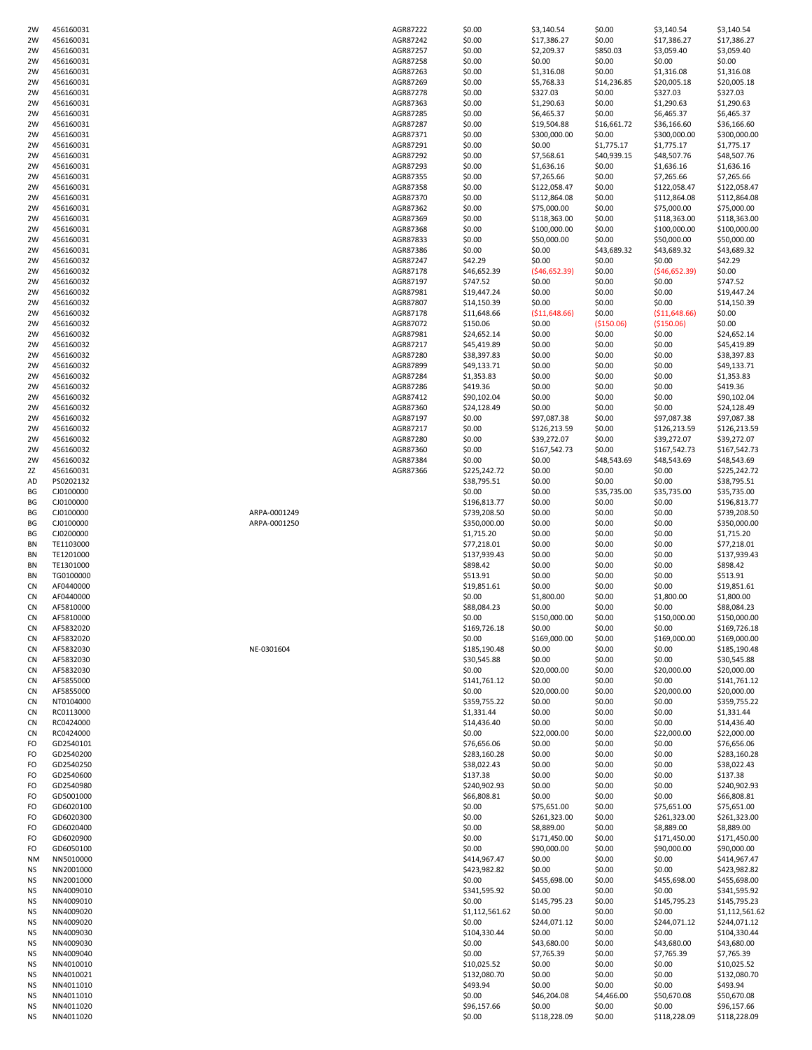| | | | | | | | | |
|---|---|---|---|---|---|---|---|---|
| 2W | 456160031 | | AGR87222 | $0.00 | $3,140.54 | $0.00 | $3,140.54 | $3,140.54 |
| 2W | 456160031 | | AGR87242 | $0.00 | $17,386.27 | $0.00 | $17,386.27 | $17,386.27 |
| 2W | 456160031 | | AGR87257 | $0.00 | $2,209.37 | $850.03 | $3,059.40 | $3,059.40 |
| 2W | 456160031 | | AGR87258 | $0.00 | $0.00 | $0.00 | $0.00 | $0.00 |
| 2W | 456160031 | | AGR87263 | $0.00 | $1,316.08 | $0.00 | $1,316.08 | $1,316.08 |
| 2W | 456160031 | | AGR87269 | $0.00 | $5,768.33 | $14,236.85 | $20,005.18 | $20,005.18 |
| 2W | 456160031 | | AGR87278 | $0.00 | $327.03 | $0.00 | $327.03 | $327.03 |
| 2W | 456160031 | | AGR87363 | $0.00 | $1,290.63 | $0.00 | $1,290.63 | $1,290.63 |
| 2W | 456160031 | | AGR87285 | $0.00 | $6,465.37 | $0.00 | $6,465.37 | $6,465.37 |
| 2W | 456160031 | | AGR87287 | $0.00 | $19,504.88 | $16,661.72 | $36,166.60 | $36,166.60 |
| 2W | 456160031 | | AGR87371 | $0.00 | $300,000.00 | $0.00 | $300,000.00 | $300,000.00 |
| 2W | 456160031 | | AGR87291 | $0.00 | $0.00 | $1,775.17 | $1,775.17 | $1,775.17 |
| 2W | 456160031 | | AGR87292 | $0.00 | $7,568.61 | $40,939.15 | $48,507.76 | $48,507.76 |
| 2W | 456160031 | | AGR87293 | $0.00 | $1,636.16 | $0.00 | $1,636.16 | $1,636.16 |
| 2W | 456160031 | | AGR87355 | $0.00 | $7,265.66 | $0.00 | $7,265.66 | $7,265.66 |
| 2W | 456160031 | | AGR87358 | $0.00 | $122,058.47 | $0.00 | $122,058.47 | $122,058.47 |
| 2W | 456160031 | | AGR87370 | $0.00 | $112,864.08 | $0.00 | $112,864.08 | $112,864.08 |
| 2W | 456160031 | | AGR87362 | $0.00 | $75,000.00 | $0.00 | $75,000.00 | $75,000.00 |
| 2W | 456160031 | | AGR87369 | $0.00 | $118,363.00 | $0.00 | $118,363.00 | $118,363.00 |
| 2W | 456160031 | | AGR87368 | $0.00 | $100,000.00 | $0.00 | $100,000.00 | $100,000.00 |
| 2W | 456160031 | | AGR87833 | $0.00 | $50,000.00 | $0.00 | $50,000.00 | $50,000.00 |
| 2W | 456160031 | | AGR87386 | $0.00 | $0.00 | $43,689.32 | $43,689.32 | $43,689.32 |
| 2W | 456160032 | | AGR87247 | $42.29 | $0.00 | $0.00 | $0.00 | $42.29 |
| 2W | 456160032 | | AGR87178 | $46,652.39 | ($46,652.39) | $0.00 | ($46,652.39) | $0.00 |
| 2W | 456160032 | | AGR87197 | $747.52 | $0.00 | $0.00 | $0.00 | $747.52 |
| 2W | 456160032 | | AGR87981 | $19,447.24 | $0.00 | $0.00 | $0.00 | $19,447.24 |
| 2W | 456160032 | | AGR87807 | $14,150.39 | $0.00 | $0.00 | $0.00 | $14,150.39 |
| 2W | 456160032 | | AGR87178 | $11,648.66 | ($11,648.66) | $0.00 | ($11,648.66) | $0.00 |
| 2W | 456160032 | | AGR87072 | $150.06 | $0.00 | ($150.06) | ($150.06) | $0.00 |
| 2W | 456160032 | | AGR87981 | $24,652.14 | $0.00 | $0.00 | $0.00 | $24,652.14 |
| 2W | 456160032 | | AGR87217 | $45,419.89 | $0.00 | $0.00 | $0.00 | $45,419.89 |
| 2W | 456160032 | | AGR87280 | $38,397.83 | $0.00 | $0.00 | $0.00 | $38,397.83 |
| 2W | 456160032 | | AGR87899 | $49,133.71 | $0.00 | $0.00 | $0.00 | $49,133.71 |
| 2W | 456160032 | | AGR87284 | $1,353.83 | $0.00 | $0.00 | $0.00 | $1,353.83 |
| 2W | 456160032 | | AGR87286 | $419.36 | $0.00 | $0.00 | $0.00 | $419.36 |
| 2W | 456160032 | | AGR87412 | $90,102.04 | $0.00 | $0.00 | $0.00 | $90,102.04 |
| 2W | 456160032 | | AGR87360 | $24,128.49 | $0.00 | $0.00 | $0.00 | $24,128.49 |
| 2W | 456160032 | | AGR87197 | $0.00 | $97,087.38 | $0.00 | $97,087.38 | $97,087.38 |
| 2W | 456160032 | | AGR87217 | $0.00 | $126,213.59 | $0.00 | $126,213.59 | $126,213.59 |
| 2W | 456160032 | | AGR87280 | $0.00 | $39,272.07 | $0.00 | $39,272.07 | $39,272.07 |
| 2W | 456160032 | | AGR87360 | $0.00 | $167,542.73 | $0.00 | $167,542.73 | $167,542.73 |
| 2W | 456160032 | | AGR87384 | $0.00 | $0.00 | $48,543.69 | $48,543.69 | $48,543.69 |
| 2Z | 456160031 | | AGR87366 | $225,242.72 | $0.00 | $0.00 | $0.00 | $225,242.72 |
| AD | PS0202132 | | | $38,795.51 | $0.00 | $0.00 | $0.00 | $38,795.51 |
| BG | CJ0100000 | | | $0.00 | $0.00 | $35,735.00 | $35,735.00 | $35,735.00 |
| BG | CJ0100000 | | | $196,813.77 | $0.00 | $0.00 | $0.00 | $196,813.77 |
| BG | CJ0100000 | ARPA-0001249 | | $739,208.50 | $0.00 | $0.00 | $0.00 | $739,208.50 |
| BG | CJ0100000 | ARPA-0001250 | | $350,000.00 | $0.00 | $0.00 | $0.00 | $350,000.00 |
| BG | CJ0200000 | | | $1,715.20 | $0.00 | $0.00 | $0.00 | $1,715.20 |
| BN | TE1103000 | | | $77,218.01 | $0.00 | $0.00 | $0.00 | $77,218.01 |
| BN | TE1201000 | | | $137,939.43 | $0.00 | $0.00 | $0.00 | $137,939.43 |
| BN | TE1301000 | | | $898.42 | $0.00 | $0.00 | $0.00 | $898.42 |
| BN | TG0100000 | | | $513.91 | $0.00 | $0.00 | $0.00 | $513.91 |
| CN | AF0440000 | | | $19,851.61 | $0.00 | $0.00 | $0.00 | $19,851.61 |
| CN | AF0440000 | | | $0.00 | $1,800.00 | $0.00 | $1,800.00 | $1,800.00 |
| CN | AF5810000 | | | $88,084.23 | $0.00 | $0.00 | $0.00 | $88,084.23 |
| CN | AF5810000 | | | $0.00 | $150,000.00 | $0.00 | $150,000.00 | $150,000.00 |
| CN | AF5832020 | | | $169,726.18 | $0.00 | $0.00 | $0.00 | $169,726.18 |
| CN | AF5832020 | | | $0.00 | $169,000.00 | $0.00 | $169,000.00 | $169,000.00 |
| CN | AF5832030 | NE-0301604 | | $185,190.48 | $0.00 | $0.00 | $0.00 | $185,190.48 |
| CN | AF5832030 | | | $30,545.88 | $0.00 | $0.00 | $0.00 | $30,545.88 |
| CN | AF5832030 | | | $0.00 | $20,000.00 | $0.00 | $20,000.00 | $20,000.00 |
| CN | AF5855000 | | | $141,761.12 | $0.00 | $0.00 | $0.00 | $141,761.12 |
| CN | AF5855000 | | | $0.00 | $20,000.00 | $0.00 | $20,000.00 | $20,000.00 |
| CN | NT0104000 | | | $359,755.22 | $0.00 | $0.00 | $0.00 | $359,755.22 |
| CN | RC0113000 | | | $1,331.44 | $0.00 | $0.00 | $0.00 | $1,331.44 |
| CN | RC0424000 | | | $14,436.40 | $0.00 | $0.00 | $0.00 | $14,436.40 |
| CN | RC0424000 | | | $0.00 | $22,000.00 | $0.00 | $22,000.00 | $22,000.00 |
| FO | GD2540101 | | | $76,656.06 | $0.00 | $0.00 | $0.00 | $76,656.06 |
| FO | GD2540200 | | | $283,160.28 | $0.00 | $0.00 | $0.00 | $283,160.28 |
| FO | GD2540250 | | | $38,022.43 | $0.00 | $0.00 | $0.00 | $38,022.43 |
| FO | GD2540600 | | | $137.38 | $0.00 | $0.00 | $0.00 | $137.38 |
| FO | GD2540980 | | | $240,902.93 | $0.00 | $0.00 | $0.00 | $240,902.93 |
| FO | GD5001000 | | | $66,808.81 | $0.00 | $0.00 | $0.00 | $66,808.81 |
| FO | GD6020100 | | | $0.00 | $75,651.00 | $0.00 | $75,651.00 | $75,651.00 |
| FO | GD6020300 | | | $0.00 | $261,323.00 | $0.00 | $261,323.00 | $261,323.00 |
| FO | GD6020400 | | | $0.00 | $8,889.00 | $0.00 | $8,889.00 | $8,889.00 |
| FO | GD6020900 | | | $0.00 | $171,450.00 | $0.00 | $171,450.00 | $171,450.00 |
| FO | GD6050100 | | | $0.00 | $90,000.00 | $0.00 | $90,000.00 | $90,000.00 |
| NM | NN5010000 | | | $414,967.47 | $0.00 | $0.00 | $0.00 | $414,967.47 |
| NS | NN2001000 | | | $423,982.82 | $0.00 | $0.00 | $0.00 | $423,982.82 |
| NS | NN2001000 | | | $0.00 | $455,698.00 | $0.00 | $455,698.00 | $455,698.00 |
| NS | NN4009010 | | | $341,595.92 | $0.00 | $0.00 | $0.00 | $341,595.92 |
| NS | NN4009010 | | | $0.00 | $145,795.23 | $0.00 | $145,795.23 | $145,795.23 |
| NS | NN4009020 | | | $1,112,561.62 | $0.00 | $0.00 | $0.00 | $1,112,561.62 |
| NS | NN4009020 | | | $0.00 | $244,071.12 | $0.00 | $244,071.12 | $244,071.12 |
| NS | NN4009030 | | | $104,330.44 | $0.00 | $0.00 | $0.00 | $104,330.44 |
| NS | NN4009030 | | | $0.00 | $43,680.00 | $0.00 | $43,680.00 | $43,680.00 |
| NS | NN4009040 | | | $0.00 | $7,765.39 | $0.00 | $7,765.39 | $7,765.39 |
| NS | NN4010010 | | | $10,025.52 | $0.00 | $0.00 | $0.00 | $10,025.52 |
| NS | NN4010021 | | | $132,080.70 | $0.00 | $0.00 | $0.00 | $132,080.70 |
| NS | NN4011010 | | | $493.94 | $0.00 | $0.00 | $0.00 | $493.94 |
| NS | NN4011010 | | | $0.00 | $46,204.08 | $4,466.00 | $50,670.08 | $50,670.08 |
| NS | NN4011020 | | | $96,157.66 | $0.00 | $0.00 | $0.00 | $96,157.66 |
| NS | NN4011020 | | | $0.00 | $118,228.09 | $0.00 | $118,228.09 | $118,228.09 |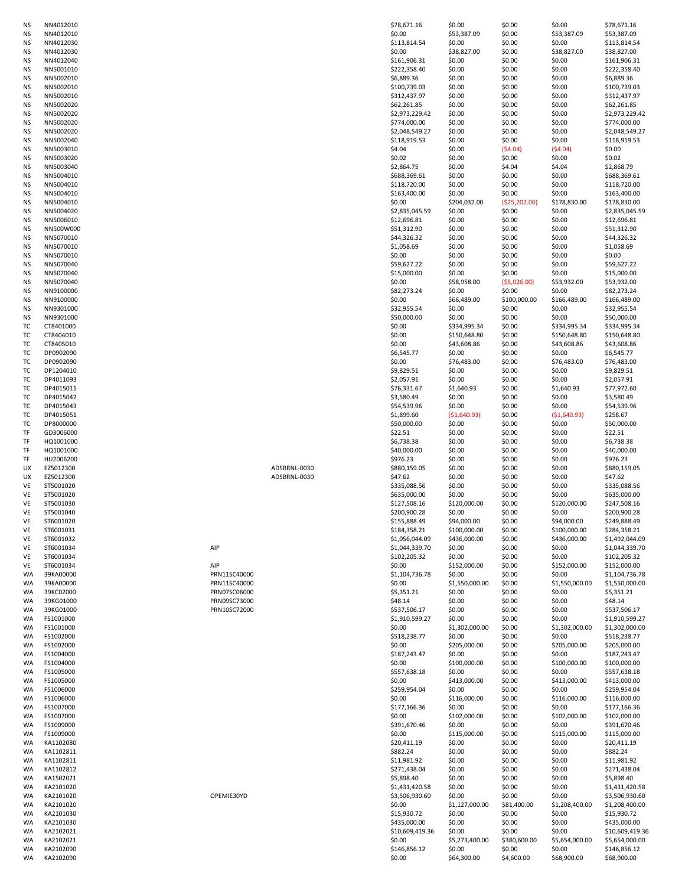| | | | | | | | | |
|---|---|---|---|---|---|---|---|---|
| NS | NN4012010 | | | $78,671.16 | $0.00 | $0.00 | $0.00 | $78,671.16 |
| NS | NN4012010 | | | $0.00 | $53,387.09 | $0.00 | $53,387.09 | $53,387.09 |
| NS | NN4012030 | | | $113,814.54 | $0.00 | $0.00 | $0.00 | $113,814.54 |
| NS | NN4012030 | | | $0.00 | $38,827.00 | $0.00 | $38,827.00 | $38,827.00 |
| NS | NN4012040 | | | $161,906.31 | $0.00 | $0.00 | $0.00 | $161,906.31 |
| NS | NN5001010 | | | $222,358.40 | $0.00 | $0.00 | $0.00 | $222,358.40 |
| NS | NN5002010 | | | $6,889.36 | $0.00 | $0.00 | $0.00 | $6,889.36 |
| NS | NN5002010 | | | $100,739.03 | $0.00 | $0.00 | $0.00 | $100,739.03 |
| NS | NN5002010 | | | $312,437.97 | $0.00 | $0.00 | $0.00 | $312,437.97 |
| NS | NN5002020 | | | $62,261.85 | $0.00 | $0.00 | $0.00 | $62,261.85 |
| NS | NN5002020 | | | $2,973,229.42 | $0.00 | $0.00 | $0.00 | $2,973,229.42 |
| NS | NN5002020 | | | $774,000.00 | $0.00 | $0.00 | $0.00 | $774,000.00 |
| NS | NN5002020 | | | $2,048,549.27 | $0.00 | $0.00 | $0.00 | $2,048,549.27 |
| NS | NN5002040 | | | $118,919.53 | $0.00 | $0.00 | $0.00 | $118,919.53 |
| NS | NN5003010 | | | $4.04 | $0.00 | ($4.04) | ($4.04) | $0.00 |
| NS | NN5003020 | | | $0.02 | $0.00 | $0.00 | $0.00 | $0.02 |
| NS | NN5003040 | | | $2,864.75 | $0.00 | $4.04 | $4.04 | $2,868.79 |
| NS | NN5004010 | | | $688,369.61 | $0.00 | $0.00 | $0.00 | $688,369.61 |
| NS | NN5004010 | | | $118,720.00 | $0.00 | $0.00 | $0.00 | $118,720.00 |
| NS | NN5004010 | | | $163,400.00 | $0.00 | $0.00 | $0.00 | $163,400.00 |
| NS | NN5004010 | | | $0.00 | $204,032.00 | ($25,202.00) | $178,830.00 | $178,830.00 |
| NS | NN5004020 | | | $2,835,045.59 | $0.00 | $0.00 | $0.00 | $2,835,045.59 |
| NS | NN5006010 | | | $12,696.81 | $0.00 | $0.00 | $0.00 | $12,696.81 |
| NS | NN500W000 | | | $51,312.90 | $0.00 | $0.00 | $0.00 | $51,312.90 |
| NS | NN5070010 | | | $44,326.32 | $0.00 | $0.00 | $0.00 | $44,326.32 |
| NS | NN5070010 | | | $1,058.69 | $0.00 | $0.00 | $0.00 | $1,058.69 |
| NS | NN5070010 | | | $0.00 | $0.00 | $0.00 | $0.00 | $0.00 |
| NS | NN5070040 | | | $59,627.22 | $0.00 | $0.00 | $0.00 | $59,627.22 |
| NS | NN5070040 | | | $15,000.00 | $0.00 | $0.00 | $0.00 | $15,000.00 |
| NS | NN5070040 | | | $0.00 | $58,958.00 | ($5,026.00) | $53,932.00 | $53,932.00 |
| NS | NN9100000 | | | $82,273.24 | $0.00 | $0.00 | $0.00 | $82,273.24 |
| NS | NN9100000 | | | $0.00 | $66,489.00 | $100,000.00 | $166,489.00 | $166,489.00 |
| NS | NN9301000 | | | $32,955.54 | $0.00 | $0.00 | $0.00 | $32,955.54 |
| NS | NN9301000 | | | $50,000.00 | $0.00 | $0.00 | $0.00 | $50,000.00 |
| TC | CT8401000 | | | $0.00 | $334,995.34 | $0.00 | $334,995.34 | $334,995.34 |
| TC | CT8404010 | | | $0.00 | $150,648.80 | $0.00 | $150,648.80 | $150,648.80 |
| TC | CT8405010 | | | $0.00 | $43,608.86 | $0.00 | $43,608.86 | $43,608.86 |
| TC | DP0902090 | | | $6,545.77 | $0.00 | $0.00 | $0.00 | $6,545.77 |
| TC | DP0902090 | | | $0.00 | $76,483.00 | $0.00 | $76,483.00 | $76,483.00 |
| TC | DP1204010 | | | $9,829.51 | $0.00 | $0.00 | $0.00 | $9,829.51 |
| TC | DP4011093 | | | $2,057.91 | $0.00 | $0.00 | $0.00 | $2,057.91 |
| TC | DP4015011 | | | $76,331.67 | $1,640.93 | $0.00 | $1,640.93 | $77,972.60 |
| TC | DP4015042 | | | $3,580.49 | $0.00 | $0.00 | $0.00 | $3,580.49 |
| TC | DP4015043 | | | $54,539.96 | $0.00 | $0.00 | $0.00 | $54,539.96 |
| TC | DP4015051 | | | $1,899.60 | ($1,640.93) | $0.00 | ($1,640.93) | $258.67 |
| TC | DP8000000 | | | $50,000.00 | $0.00 | $0.00 | $0.00 | $50,000.00 |
| TF | GD3006000 | | | $22.51 | $0.00 | $0.00 | $0.00 | $22.51 |
| TF | HQ1001000 | | | $6,738.38 | $0.00 | $0.00 | $0.00 | $6,738.38 |
| TF | HQ1001000 | | | $40,000.00 | $0.00 | $0.00 | $0.00 | $40,000.00 |
| TF | HU2006200 | | | $976.23 | $0.00 | $0.00 | $0.00 | $976.23 |
| UX | EZ5012300 | | ADSBRNL-0030 | $880,159.05 | $0.00 | $0.00 | $0.00 | $880,159.05 |
| UX | EZ5012300 | | ADSBRNL-0030 | $47.62 | $0.00 | $0.00 | $0.00 | $47.62 |
| VE | ST5001020 | | | $335,088.56 | $0.00 | $0.00 | $0.00 | $335,088.56 |
| VE | ST5001020 | | | $635,000.00 | $0.00 | $0.00 | $0.00 | $635,000.00 |
| VE | ST5001030 | | | $127,508.16 | $120,000.00 | $0.00 | $120,000.00 | $247,508.16 |
| VE | ST5001040 | | | $200,900.28 | $0.00 | $0.00 | $0.00 | $200,900.28 |
| VE | ST6001020 | | | $155,888.49 | $94,000.00 | $0.00 | $94,000.00 | $249,888.49 |
| VE | ST6001031 | | | $184,358.21 | $100,000.00 | $0.00 | $100,000.00 | $284,358.21 |
| VE | ST6001032 | | | $1,056,044.09 | $436,000.00 | $0.00 | $436,000.00 | $1,492,044.09 |
| VE | ST6001034 | AIP | | $1,044,339.70 | $0.00 | $0.00 | $0.00 | $1,044,339.70 |
| VE | ST6001034 | | | $102,205.32 | $0.00 | $0.00 | $0.00 | $102,205.32 |
| VE | ST6001034 | AIP | | $0.00 | $152,000.00 | $0.00 | $152,000.00 | $152,000.00 |
| WA | 39KA00000 | PRN11SC40000 | | $1,104,736.78 | $0.00 | $0.00 | $0.00 | $1,104,736.78 |
| WA | 39KA00000 | PRN11SC40000 | | $0.00 | $1,550,000.00 | $0.00 | $1,550,000.00 | $1,550,000.00 |
| WA | 39KC02000 | PRN07SC06000 | | $5,351.21 | $0.00 | $0.00 | $0.00 | $5,351.21 |
| WA | 39KG01000 | PRN09SC73000 | | $48.14 | $0.00 | $0.00 | $0.00 | $48.14 |
| WA | 39KG01000 | PRN10SC72000 | | $537,506.17 | $0.00 | $0.00 | $0.00 | $537,506.17 |
| WA | FS1001000 | | | $1,910,599.27 | $0.00 | $0.00 | $0.00 | $1,910,599.27 |
| WA | FS1001000 | | | $0.00 | $1,302,000.00 | $0.00 | $1,302,000.00 | $1,302,000.00 |
| WA | FS1002000 | | | $518,238.77 | $0.00 | $0.00 | $0.00 | $518,238.77 |
| WA | FS1002000 | | | $0.00 | $205,000.00 | $0.00 | $205,000.00 | $205,000.00 |
| WA | FS1004000 | | | $187,243.47 | $0.00 | $0.00 | $0.00 | $187,243.47 |
| WA | FS1004000 | | | $0.00 | $100,000.00 | $0.00 | $100,000.00 | $100,000.00 |
| WA | FS1005000 | | | $557,638.18 | $0.00 | $0.00 | $0.00 | $557,638.18 |
| WA | FS1005000 | | | $0.00 | $413,000.00 | $0.00 | $413,000.00 | $413,000.00 |
| WA | FS1006000 | | | $259,954.04 | $0.00 | $0.00 | $0.00 | $259,954.04 |
| WA | FS1006000 | | | $0.00 | $116,000.00 | $0.00 | $116,000.00 | $116,000.00 |
| WA | FS1007000 | | | $177,166.36 | $0.00 | $0.00 | $0.00 | $177,166.36 |
| WA | FS1007000 | | | $0.00 | $102,000.00 | $0.00 | $102,000.00 | $102,000.00 |
| WA | FS1009000 | | | $391,670.46 | $0.00 | $0.00 | $0.00 | $391,670.46 |
| WA | FS1009000 | | | $0.00 | $115,000.00 | $0.00 | $115,000.00 | $115,000.00 |
| WA | KA1102080 | | | $20,411.19 | $0.00 | $0.00 | $0.00 | $20,411.19 |
| WA | KA1102811 | | | $882.24 | $0.00 | $0.00 | $0.00 | $882.24 |
| WA | KA1102811 | | | $11,981.92 | $0.00 | $0.00 | $0.00 | $11,981.92 |
| WA | KA1102812 | | | $271,438.04 | $0.00 | $0.00 | $0.00 | $271,438.04 |
| WA | KA1502021 | | | $5,898.40 | $0.00 | $0.00 | $0.00 | $5,898.40 |
| WA | KA2101020 | | | $1,431,420.58 | $0.00 | $0.00 | $0.00 | $1,431,420.58 |
| WA | KA2101020 | OPEMIE30YD | | $3,506,930.60 | $0.00 | $0.00 | $0.00 | $3,506,930.60 |
| WA | KA2101020 | | | $0.00 | $1,127,000.00 | $81,400.00 | $1,208,400.00 | $1,208,400.00 |
| WA | KA2101030 | | | $15,930.72 | $0.00 | $0.00 | $0.00 | $15,930.72 |
| WA | KA2101030 | | | $435,000.00 | $0.00 | $0.00 | $0.00 | $435,000.00 |
| WA | KA2102021 | | | $10,609,419.36 | $0.00 | $0.00 | $0.00 | $10,609,419.36 |
| WA | KA2102021 | | | $0.00 | $5,273,400.00 | $380,600.00 | $5,654,000.00 | $5,654,000.00 |
| WA | KA2102090 | | | $146,856.12 | $0.00 | $0.00 | $0.00 | $146,856.12 |
| WA | KA2102090 | | | $0.00 | $64,300.00 | $4,600.00 | $68,900.00 | $68,900.00 |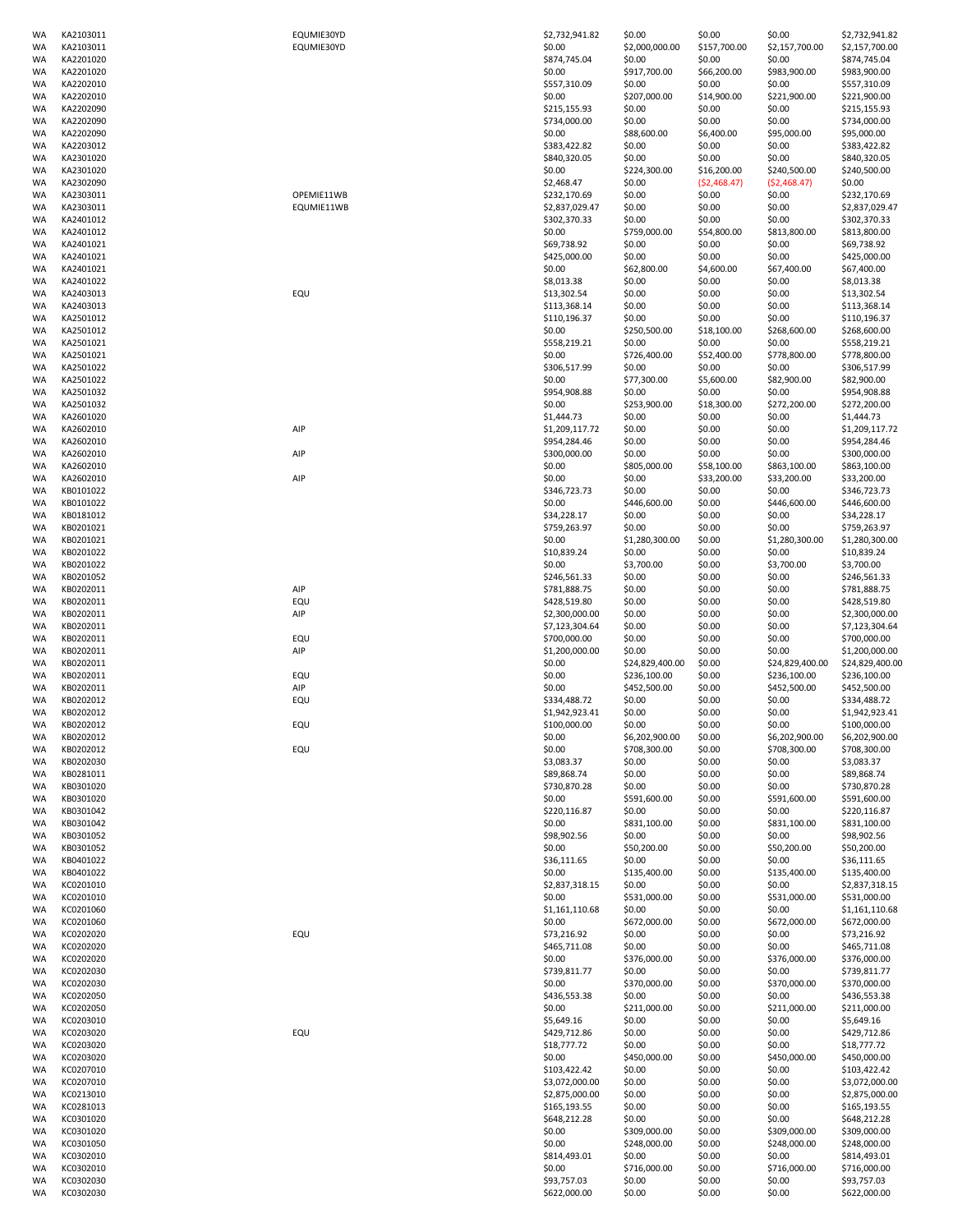| | | | | | | | |
|---|---|---|---|---|---|---|---|
| WA | KA2103011 | EQUMIE30YD | $2,732,941.82 | $0.00 | $0.00 | $0.00 | $2,732,941.82 |
| WA | KA2103011 | EQUMIE30YD | $0.00 | $2,000,000.00 | $157,700.00 | $2,157,700.00 | $2,157,700.00 |
| WA | KA2201020 | | $874,745.04 | $0.00 | $0.00 | $0.00 | $874,745.04 |
| WA | KA2201020 | | $0.00 | $917,700.00 | $66,200.00 | $983,900.00 | $983,900.00 |
| WA | KA2202010 | | $557,310.09 | $0.00 | $0.00 | $0.00 | $557,310.09 |
| WA | KA2202010 | | $0.00 | $207,000.00 | $14,900.00 | $221,900.00 | $221,900.00 |
| WA | KA2202090 | | $215,155.93 | $0.00 | $0.00 | $0.00 | $215,155.93 |
| WA | KA2202090 | | $734,000.00 | $0.00 | $0.00 | $0.00 | $734,000.00 |
| WA | KA2202090 | | $0.00 | $88,600.00 | $6,400.00 | $95,000.00 | $95,000.00 |
| WA | KA2203012 | | $383,422.82 | $0.00 | $0.00 | $0.00 | $383,422.82 |
| WA | KA2301020 | | $840,320.05 | $0.00 | $0.00 | $0.00 | $840,320.05 |
| WA | KA2301020 | | $0.00 | $224,300.00 | $16,200.00 | $240,500.00 | $240,500.00 |
| WA | KA2302090 | | $2,468.47 | $0.00 | ($2,468.47) | ($2,468.47) | $0.00 |
| WA | KA2303011 | OPEMIE11WB | $232,170.69 | $0.00 | $0.00 | $0.00 | $232,170.69 |
| WA | KA2303011 | EQUMIE11WB | $2,837,029.47 | $0.00 | $0.00 | $0.00 | $2,837,029.47 |
| WA | KA2401012 | | $302,370.33 | $0.00 | $0.00 | $0.00 | $302,370.33 |
| WA | KA2401012 | | $0.00 | $759,000.00 | $54,800.00 | $813,800.00 | $813,800.00 |
| WA | KA2401021 | | $69,738.92 | $0.00 | $0.00 | $0.00 | $69,738.92 |
| WA | KA2401021 | | $425,000.00 | $0.00 | $0.00 | $0.00 | $425,000.00 |
| WA | KA2401021 | | $0.00 | $62,800.00 | $4,600.00 | $67,400.00 | $67,400.00 |
| WA | KA2401022 | | $8,013.38 | $0.00 | $0.00 | $0.00 | $8,013.38 |
| WA | KA2403013 | EQU | $13,302.54 | $0.00 | $0.00 | $0.00 | $13,302.54 |
| WA | KA2403013 | | $113,368.14 | $0.00 | $0.00 | $0.00 | $113,368.14 |
| WA | KA2501012 | | $110,196.37 | $0.00 | $0.00 | $0.00 | $110,196.37 |
| WA | KA2501012 | | $0.00 | $250,500.00 | $18,100.00 | $268,600.00 | $268,600.00 |
| WA | KA2501021 | | $558,219.21 | $0.00 | $0.00 | $0.00 | $558,219.21 |
| WA | KA2501021 | | $0.00 | $726,400.00 | $52,400.00 | $778,800.00 | $778,800.00 |
| WA | KA2501022 | | $306,517.99 | $0.00 | $0.00 | $0.00 | $306,517.99 |
| WA | KA2501022 | | $0.00 | $77,300.00 | $5,600.00 | $82,900.00 | $82,900.00 |
| WA | KA2501032 | | $954,908.88 | $0.00 | $0.00 | $0.00 | $954,908.88 |
| WA | KA2501032 | | $0.00 | $253,900.00 | $18,300.00 | $272,200.00 | $272,200.00 |
| WA | KA2601020 | | $1,444.73 | $0.00 | $0.00 | $0.00 | $1,444.73 |
| WA | KA2602010 | AIP | $1,209,117.72 | $0.00 | $0.00 | $0.00 | $1,209,117.72 |
| WA | KA2602010 | | $954,284.46 | $0.00 | $0.00 | $0.00 | $954,284.46 |
| WA | KA2602010 | AIP | $300,000.00 | $0.00 | $0.00 | $0.00 | $300,000.00 |
| WA | KA2602010 | | $0.00 | $805,000.00 | $58,100.00 | $863,100.00 | $863,100.00 |
| WA | KA2602010 | AIP | $0.00 | $0.00 | $33,200.00 | $33,200.00 | $33,200.00 |
| WA | KB0101022 | | $346,723.73 | $0.00 | $0.00 | $0.00 | $346,723.73 |
| WA | KB0101022 | | $0.00 | $446,600.00 | $0.00 | $446,600.00 | $446,600.00 |
| WA | KB0181012 | | $34,228.17 | $0.00 | $0.00 | $0.00 | $34,228.17 |
| WA | KB0201021 | | $759,263.97 | $0.00 | $0.00 | $0.00 | $759,263.97 |
| WA | KB0201021 | | $0.00 | $1,280,300.00 | $0.00 | $1,280,300.00 | $1,280,300.00 |
| WA | KB0201022 | | $10,839.24 | $0.00 | $0.00 | $0.00 | $10,839.24 |
| WA | KB0201022 | | $0.00 | $3,700.00 | $0.00 | $3,700.00 | $3,700.00 |
| WA | KB0201052 | | $246,561.33 | $0.00 | $0.00 | $0.00 | $246,561.33 |
| WA | KB0202011 | AIP | $781,888.75 | $0.00 | $0.00 | $0.00 | $781,888.75 |
| WA | KB0202011 | EQU | $428,519.80 | $0.00 | $0.00 | $0.00 | $428,519.80 |
| WA | KB0202011 | AIP | $2,300,000.00 | $0.00 | $0.00 | $0.00 | $2,300,000.00 |
| WA | KB0202011 | | $7,123,304.64 | $0.00 | $0.00 | $0.00 | $7,123,304.64 |
| WA | KB0202011 | EQU | $700,000.00 | $0.00 | $0.00 | $0.00 | $700,000.00 |
| WA | KB0202011 | AIP | $1,200,000.00 | $0.00 | $0.00 | $0.00 | $1,200,000.00 |
| WA | KB0202011 | | $0.00 | $24,829,400.00 | $0.00 | $24,829,400.00 | $24,829,400.00 |
| WA | KB0202011 | EQU | $0.00 | $236,100.00 | $0.00 | $236,100.00 | $236,100.00 |
| WA | KB0202011 | AIP | $0.00 | $452,500.00 | $0.00 | $452,500.00 | $452,500.00 |
| WA | KB0202012 | EQU | $334,488.72 | $0.00 | $0.00 | $0.00 | $334,488.72 |
| WA | KB0202012 | | $1,942,923.41 | $0.00 | $0.00 | $0.00 | $1,942,923.41 |
| WA | KB0202012 | EQU | $100,000.00 | $0.00 | $0.00 | $0.00 | $100,000.00 |
| WA | KB0202012 | | $0.00 | $6,202,900.00 | $0.00 | $6,202,900.00 | $6,202,900.00 |
| WA | KB0202012 | EQU | $0.00 | $708,300.00 | $0.00 | $708,300.00 | $708,300.00 |
| WA | KB0202030 | | $3,083.37 | $0.00 | $0.00 | $0.00 | $3,083.37 |
| WA | KB0281011 | | $89,868.74 | $0.00 | $0.00 | $0.00 | $89,868.74 |
| WA | KB0301020 | | $730,870.28 | $0.00 | $0.00 | $0.00 | $730,870.28 |
| WA | KB0301020 | | $0.00 | $591,600.00 | $0.00 | $591,600.00 | $591,600.00 |
| WA | KB0301042 | | $220,116.87 | $0.00 | $0.00 | $0.00 | $220,116.87 |
| WA | KB0301042 | | $0.00 | $831,100.00 | $0.00 | $831,100.00 | $831,100.00 |
| WA | KB0301052 | | $98,902.56 | $0.00 | $0.00 | $0.00 | $98,902.56 |
| WA | KB0301052 | | $0.00 | $50,200.00 | $0.00 | $50,200.00 | $50,200.00 |
| WA | KB0401022 | | $36,111.65 | $0.00 | $0.00 | $0.00 | $36,111.65 |
| WA | KB0401022 | | $0.00 | $135,400.00 | $0.00 | $135,400.00 | $135,400.00 |
| WA | KC0201010 | | $2,837,318.15 | $0.00 | $0.00 | $0.00 | $2,837,318.15 |
| WA | KC0201010 | | $0.00 | $531,000.00 | $0.00 | $531,000.00 | $531,000.00 |
| WA | KC0201060 | | $1,161,110.68 | $0.00 | $0.00 | $0.00 | $1,161,110.68 |
| WA | KC0201060 | | $0.00 | $672,000.00 | $0.00 | $672,000.00 | $672,000.00 |
| WA | KC0202020 | EQU | $73,216.92 | $0.00 | $0.00 | $0.00 | $73,216.92 |
| WA | KC0202020 | | $465,711.08 | $0.00 | $0.00 | $0.00 | $465,711.08 |
| WA | KC0202020 | | $0.00 | $376,000.00 | $0.00 | $376,000.00 | $376,000.00 |
| WA | KC0202030 | | $739,811.77 | $0.00 | $0.00 | $0.00 | $739,811.77 |
| WA | KC0202030 | | $0.00 | $370,000.00 | $0.00 | $370,000.00 | $370,000.00 |
| WA | KC0202050 | | $436,553.38 | $0.00 | $0.00 | $0.00 | $436,553.38 |
| WA | KC0202050 | | $0.00 | $211,000.00 | $0.00 | $211,000.00 | $211,000.00 |
| WA | KC0203010 | | $5,649.16 | $0.00 | $0.00 | $0.00 | $5,649.16 |
| WA | KC0203020 | EQU | $429,712.86 | $0.00 | $0.00 | $0.00 | $429,712.86 |
| WA | KC0203020 | | $18,777.72 | $0.00 | $0.00 | $0.00 | $18,777.72 |
| WA | KC0203020 | | $0.00 | $450,000.00 | $0.00 | $450,000.00 | $450,000.00 |
| WA | KC0207010 | | $103,422.42 | $0.00 | $0.00 | $0.00 | $103,422.42 |
| WA | KC0207010 | | $3,072,000.00 | $0.00 | $0.00 | $0.00 | $3,072,000.00 |
| WA | KC0213010 | | $2,875,000.00 | $0.00 | $0.00 | $0.00 | $2,875,000.00 |
| WA | KC0281013 | | $165,193.55 | $0.00 | $0.00 | $0.00 | $165,193.55 |
| WA | KC0301020 | | $648,212.28 | $0.00 | $0.00 | $0.00 | $648,212.28 |
| WA | KC0301020 | | $0.00 | $309,000.00 | $0.00 | $309,000.00 | $309,000.00 |
| WA | KC0301050 | | $0.00 | $248,000.00 | $0.00 | $248,000.00 | $248,000.00 |
| WA | KC0302010 | | $814,493.01 | $0.00 | $0.00 | $0.00 | $814,493.01 |
| WA | KC0302010 | | $0.00 | $716,000.00 | $0.00 | $716,000.00 | $716,000.00 |
| WA | KC0302030 | | $93,757.03 | $0.00 | $0.00 | $0.00 | $93,757.03 |
| WA | KC0302030 | | $622,000.00 | $0.00 | $0.00 | $0.00 | $622,000.00 |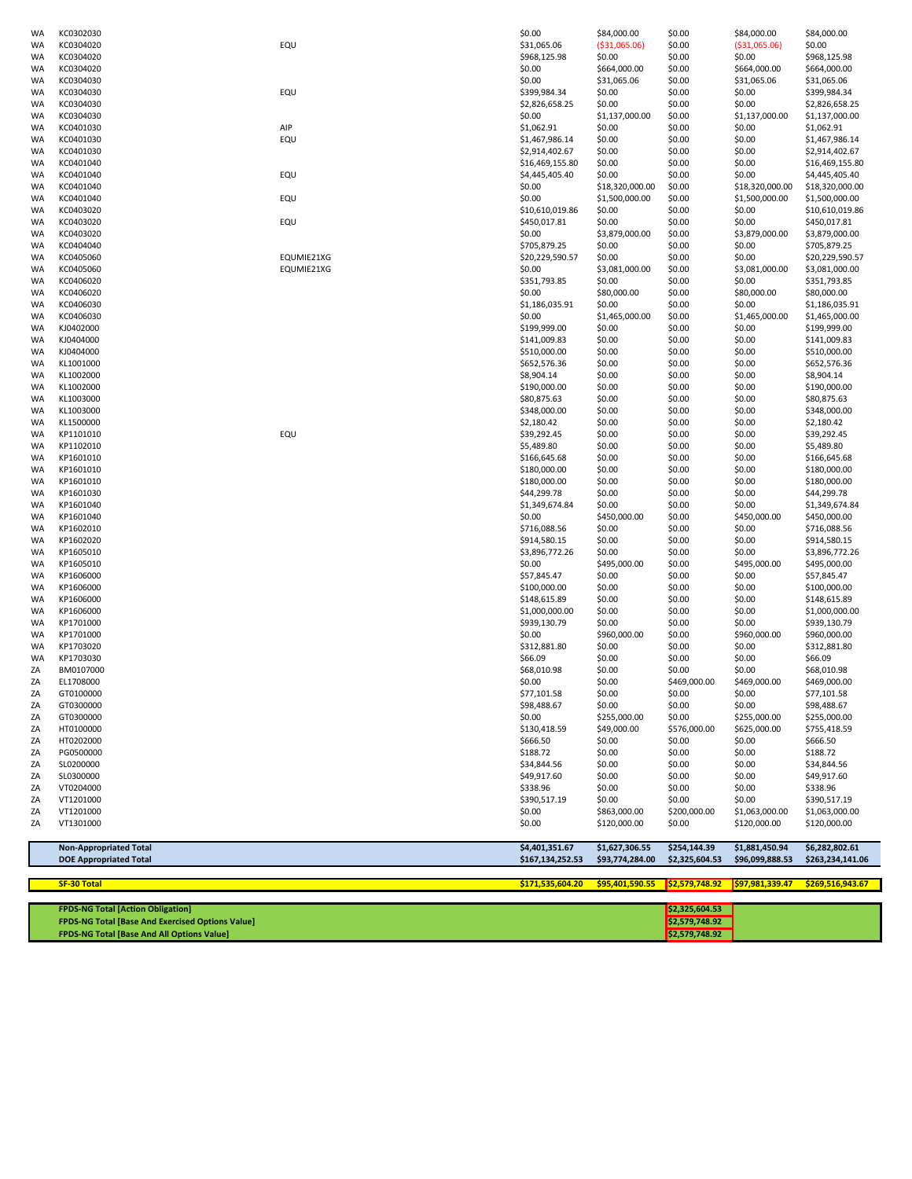| | | | | | | | |
|---|---|---|---|---|---|---|---|
| WA | KC0302030 | | $0.00 | $84,000.00 | $0.00 | $84,000.00 | $84,000.00 |
| WA | KC0304020 | EQU | $31,065.06 | ($31,065.06) | $0.00 | ($31,065.06) | $0.00 |
| WA | KC0304020 | | $968,125.98 | $0.00 | $0.00 | $0.00 | $968,125.98 |
| WA | KC0304020 | | $0.00 | $664,000.00 | $0.00 | $664,000.00 | $664,000.00 |
| WA | KC0304030 | | $0.00 | $31,065.06 | $0.00 | $31,065.06 | $31,065.06 |
| WA | KC0304030 | EQU | $399,984.34 | $0.00 | $0.00 | $0.00 | $399,984.34 |
| WA | KC0304030 | | $2,826,658.25 | $0.00 | $0.00 | $0.00 | $2,826,658.25 |
| WA | KC0304030 | | $0.00 | $1,137,000.00 | $0.00 | $1,137,000.00 | $1,137,000.00 |
| WA | KC0401030 | AIP | $1,062.91 | $0.00 | $0.00 | $0.00 | $1,062.91 |
| WA | KC0401030 | EQU | $1,467,986.14 | $0.00 | $0.00 | $0.00 | $1,467,986.14 |
| WA | KC0401030 | | $2,914,402.67 | $0.00 | $0.00 | $0.00 | $2,914,402.67 |
| WA | KC0401040 | | $16,469,155.80 | $0.00 | $0.00 | $0.00 | $16,469,155.80 |
| WA | KC0401040 | EQU | $4,445,405.40 | $0.00 | $0.00 | $0.00 | $4,445,405.40 |
| WA | KC0401040 | | $0.00 | $18,320,000.00 | $0.00 | $18,320,000.00 | $18,320,000.00 |
| WA | KC0401040 | EQU | $0.00 | $1,500,000.00 | $0.00 | $1,500,000.00 | $1,500,000.00 |
| WA | KC0403020 | | $10,610,019.86 | $0.00 | $0.00 | $0.00 | $10,610,019.86 |
| WA | KC0403020 | EQU | $450,017.81 | $0.00 | $0.00 | $0.00 | $450,017.81 |
| WA | KC0403020 | | $0.00 | $3,879,000.00 | $0.00 | $3,879,000.00 | $3,879,000.00 |
| WA | KC0404040 | | $705,879.25 | $0.00 | $0.00 | $0.00 | $705,879.25 |
| WA | KC0405060 | EQUMIE21XG | $20,229,590.57 | $0.00 | $0.00 | $0.00 | $20,229,590.57 |
| WA | KC0405060 | EQUMIE21XG | $0.00 | $3,081,000.00 | $0.00 | $3,081,000.00 | $3,081,000.00 |
| WA | KC0406020 | | $351,793.85 | $0.00 | $0.00 | $0.00 | $351,793.85 |
| WA | KC0406020 | | $0.00 | $80,000.00 | $0.00 | $80,000.00 | $80,000.00 |
| WA | KC0406030 | | $1,186,035.91 | $0.00 | $0.00 | $0.00 | $1,186,035.91 |
| WA | KC0406030 | | $0.00 | $1,465,000.00 | $0.00 | $1,465,000.00 | $1,465,000.00 |
| WA | KJ0402000 | | $199,999.00 | $0.00 | $0.00 | $0.00 | $199,999.00 |
| WA | KJ0404000 | | $141,009.83 | $0.00 | $0.00 | $0.00 | $141,009.83 |
| WA | KJ0404000 | | $510,000.00 | $0.00 | $0.00 | $0.00 | $510,000.00 |
| WA | KL1001000 | | $652,576.36 | $0.00 | $0.00 | $0.00 | $652,576.36 |
| WA | KL1002000 | | $8,904.14 | $0.00 | $0.00 | $0.00 | $8,904.14 |
| WA | KL1002000 | | $190,000.00 | $0.00 | $0.00 | $0.00 | $190,000.00 |
| WA | KL1003000 | | $80,875.63 | $0.00 | $0.00 | $0.00 | $80,875.63 |
| WA | KL1003000 | | $348,000.00 | $0.00 | $0.00 | $0.00 | $348,000.00 |
| WA | KL1500000 | | $2,180.42 | $0.00 | $0.00 | $0.00 | $2,180.42 |
| WA | KP1101010 | EQU | $39,292.45 | $0.00 | $0.00 | $0.00 | $39,292.45 |
| WA | KP1102010 | | $5,489.80 | $0.00 | $0.00 | $0.00 | $5,489.80 |
| WA | KP1601010 | | $166,645.68 | $0.00 | $0.00 | $0.00 | $166,645.68 |
| WA | KP1601010 | | $180,000.00 | $0.00 | $0.00 | $0.00 | $180,000.00 |
| WA | KP1601010 | | $180,000.00 | $0.00 | $0.00 | $0.00 | $180,000.00 |
| WA | KP1601030 | | $44,299.78 | $0.00 | $0.00 | $0.00 | $44,299.78 |
| WA | KP1601040 | | $1,349,674.84 | $0.00 | $0.00 | $0.00 | $1,349,674.84 |
| WA | KP1601040 | | $0.00 | $450,000.00 | $0.00 | $450,000.00 | $450,000.00 |
| WA | KP1602010 | | $716,088.56 | $0.00 | $0.00 | $0.00 | $716,088.56 |
| WA | KP1602020 | | $914,580.15 | $0.00 | $0.00 | $0.00 | $914,580.15 |
| WA | KP1605010 | | $3,896,772.26 | $0.00 | $0.00 | $0.00 | $3,896,772.26 |
| WA | KP1605010 | | $0.00 | $495,000.00 | $0.00 | $495,000.00 | $495,000.00 |
| WA | KP1606000 | | $57,845.47 | $0.00 | $0.00 | $0.00 | $57,845.47 |
| WA | KP1606000 | | $100,000.00 | $0.00 | $0.00 | $0.00 | $100,000.00 |
| WA | KP1606000 | | $148,615.89 | $0.00 | $0.00 | $0.00 | $148,615.89 |
| WA | KP1606000 | | $1,000,000.00 | $0.00 | $0.00 | $0.00 | $1,000,000.00 |
| WA | KP1701000 | | $939,130.79 | $0.00 | $0.00 | $0.00 | $939,130.79 |
| WA | KP1701000 | | $0.00 | $960,000.00 | $0.00 | $960,000.00 | $960,000.00 |
| WA | KP1703020 | | $312,881.80 | $0.00 | $0.00 | $0.00 | $312,881.80 |
| WA | KP1703030 | | $66.09 | $0.00 | $0.00 | $0.00 | $66.09 |
| ZA | BM0107000 | | $68,010.98 | $0.00 | $0.00 | $0.00 | $68,010.98 |
| ZA | EL1708000 | | $0.00 | $0.00 | $469,000.00 | $469,000.00 | $469,000.00 |
| ZA | GT0100000 | | $77,101.58 | $0.00 | $0.00 | $0.00 | $77,101.58 |
| ZA | GT0300000 | | $98,488.67 | $0.00 | $0.00 | $0.00 | $98,488.67 |
| ZA | GT0300000 | | $0.00 | $255,000.00 | $0.00 | $255,000.00 | $255,000.00 |
| ZA | HT0100000 | | $130,418.59 | $49,000.00 | $576,000.00 | $625,000.00 | $755,418.59 |
| ZA | HT0202000 | | $666.50 | $0.00 | $0.00 | $0.00 | $666.50 |
| ZA | PG0500000 | | $188.72 | $0.00 | $0.00 | $0.00 | $188.72 |
| ZA | SL0200000 | | $34,844.56 | $0.00 | $0.00 | $0.00 | $34,844.56 |
| ZA | SL0300000 | | $49,917.60 | $0.00 | $0.00 | $0.00 | $49,917.60 |
| ZA | VT0204000 | | $338.96 | $0.00 | $0.00 | $0.00 | $338.96 |
| ZA | VT1201000 | | $390,517.19 | $0.00 | $0.00 | $0.00 | $390,517.19 |
| ZA | VT1201000 | | $0.00 | $863,000.00 | $200,000.00 | $1,063,000.00 | $1,063,000.00 |
| ZA | VT1301000 | | $0.00 | $120,000.00 | $0.00 | $120,000.00 | $120,000.00 |
| | **Non-Appropriated Total** | | **$4,401,351.67** | **$1,627,306.55** | **$254,144.39** | **$1,881,450.94** | **$6,282,802.61** |
| | **DOE Appropriated Total** | | **$167,134,252.53** | **$93,774,284.00** | **$2,325,604.53** | **$96,099,888.53** | **$263,234,141.06** |
| | **SF-30 Total** | | **$171,535,604.20** | **$95,401,590.55** | **$2,579,748.92** | **$97,981,339.47** | **$269,516,943.67** |

| | |
|---|---|
| **FPDS-NG Total [Action Obligation]** | **$2,325,604.53** |
| **FPDS-NG Total [Base And Exercised Options Value]** | **$2,579,748.92** |
| **FPDS-NG Total [Base And All Options Value]** | **$2,579,748.92** |